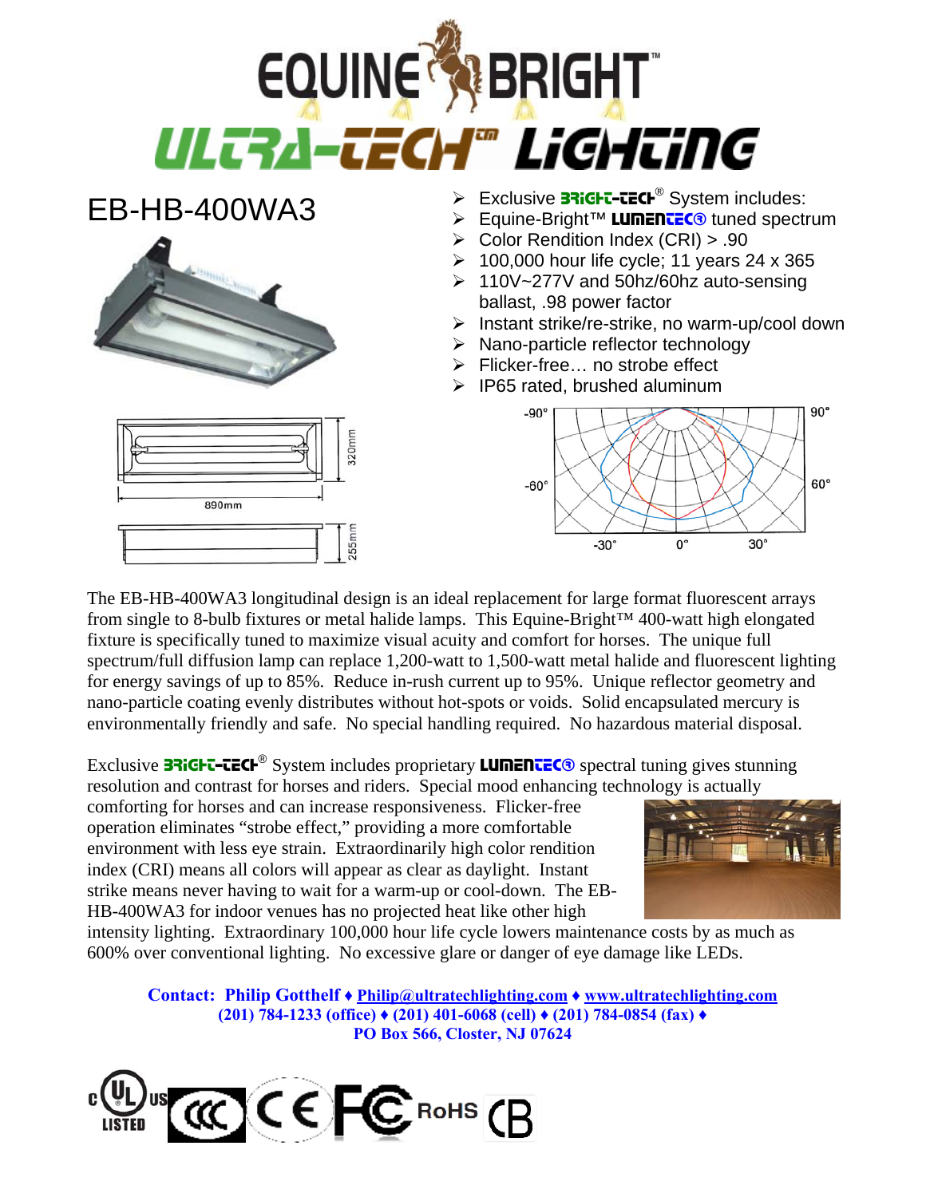# EQUINE BRIGHT™

## ULTRA-TECH™ LIGHTING

## EB-HB-400WA3

- Exclusive BRIGHT-TECH® System includes:
- Equine-Bright™ LUMENTEC® tuned spectrum
- Color Rendition Index (CRI) > .90
- 100,000 hour life cycle; 11 years 24 x 365
- 110V~277V and 50hz/60hz auto-sensing ballast, .98 power factor
- Instant strike/re-strike, no warm-up/cool down
- Nano-particle reflector technology
- Flicker-free… no strobe effect
- IP65 rated, brushed aluminum

890mm, 320mm, 255mm

-90°, 90°, -60°, 60°, -30°, 0°, 30°

The EB-HB-400WA3 longitudinal design is an ideal replacement for large format fluorescent arrays from single to 8-bulb fixtures or metal halide lamps. This Equine-Bright™ 400-watt high elongated fixture is specifically tuned to maximize visual acuity and comfort for horses. The unique full spectrum/full diffusion lamp can replace 1,200-watt to 1,500-watt metal halide and fluorescent lighting for energy savings of up to 85%. Reduce in-rush current up to 95%. Unique reflector geometry and nano-particle coating evenly distributes without hot-spots or voids. Solid encapsulated mercury is environmentally friendly and safe. No special handling required. No hazardous material disposal.

Exclusive BRIGHT-TECH® System includes proprietary LUMENTEC® spectral tuning gives stunning resolution and contrast for horses and riders. Special mood enhancing technology is actually comforting for horses and can increase responsiveness. Flicker-free operation eliminates "strobe effect," providing a more comfortable environment with less eye strain. Extraordinarily high color rendition index (CRI) means all colors will appear as clear as daylight. Instant strike means never having to wait for a warm-up or cool-down. The EB-HB-400WA3 for indoor venues has no projected heat like other high intensity lighting. Extraordinary 100,000 hour life cycle lowers maintenance costs by as much as 600% over conventional lighting. No excessive glare or danger of eye damage like LEDs.

**Contact: Philip Gotthelf ♦ Philip@ultratechlighting.com ♦ www.ultratechlighting.com**
**(201) 784-1233 (office) ♦ (201) 401-6068 (cell) ♦ (201) 784-0854 (fax) ♦**
**PO Box 566, Closter, NJ 07624**

c UL US LISTED · CCC · CE · FC · RoHS · CB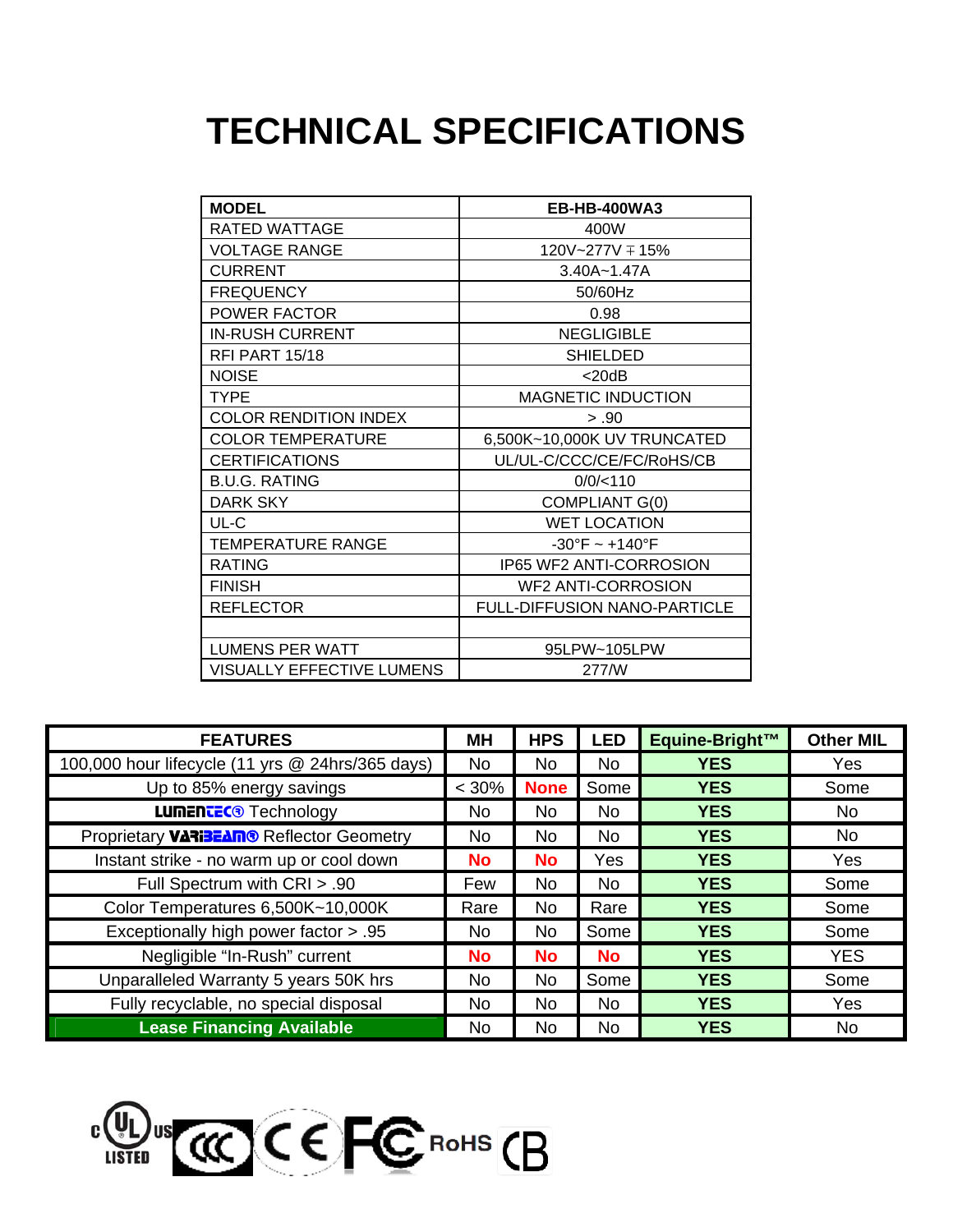# TECHNICAL SPECIFICATIONS

| MODEL | EB-HB-400WA3 |
|---|---|
| RATED WATTAGE | 400W |
| VOLTAGE RANGE | 120V~277V ∓ 15% |
| CURRENT | 3.40A~1.47A |
| FREQUENCY | 50/60Hz |
| POWER FACTOR | 0.98 |
| IN-RUSH CURRENT | NEGLIGIBLE |
| RFI PART 15/18 | SHIELDED |
| NOISE | <20dB |
| TYPE | MAGNETIC INDUCTION |
| COLOR RENDITION INDEX | > .90 |
| COLOR TEMPERATURE | 6,500K~10,000K UV TRUNCATED |
| CERTIFICATIONS | UL/UL-C/CCC/CE/FC/RoHS/CB |
| B.U.G. RATING | 0/0/<110 |
| DARK SKY | COMPLIANT G(0) |
| UL-C | WET LOCATION |
| TEMPERATURE RANGE | -30°F ~ +140°F |
| RATING | IP65 WF2 ANTI-CORROSION |
| FINISH | WF2 ANTI-CORROSION |
| REFLECTOR | FULL-DIFFUSION NANO-PARTICLE |
| | |
| LUMENS PER WATT | 95LPW~105LPW |
| VISUALLY EFFECTIVE LUMENS | 277/W |

| FEATURES | MH | HPS | LED | Equine-Bright™ | Other MIL |
|---|---|---|---|---|---|
| 100,000 hour lifecycle (11 yrs @ 24hrs/365 days) | No | No | No | **YES** | Yes |
| Up to 85% energy savings | < 30% | **None** | Some | **YES** | Some |
| **LUMENTEC®** Technology | No | No | No | **YES** | No |
| Proprietary **VARIBEAM®** Reflector Geometry | No | No | No | **YES** | No |
| Instant strike - no warm up or cool down | **No** | **No** | Yes | **YES** | Yes |
| Full Spectrum with CRI > .90 | Few | No | No | **YES** | Some |
| Color Temperatures 6,500K~10,000K | Rare | No | Rare | **YES** | Some |
| Exceptionally high power factor > .95 | No | No | Some | **YES** | Some |
| Negligible "In-Rush" current | **No** | **No** | **No** | **YES** | YES |
| Unparalleled Warranty 5 years 50K hrs | No | No | Some | **YES** | Some |
| Fully recyclable, no special disposal | No | No | No | **YES** | Yes |
| **Lease Financing Available** | No | No | No | **YES** | No |

c UL us LISTED CCC CE FC RoHS CB